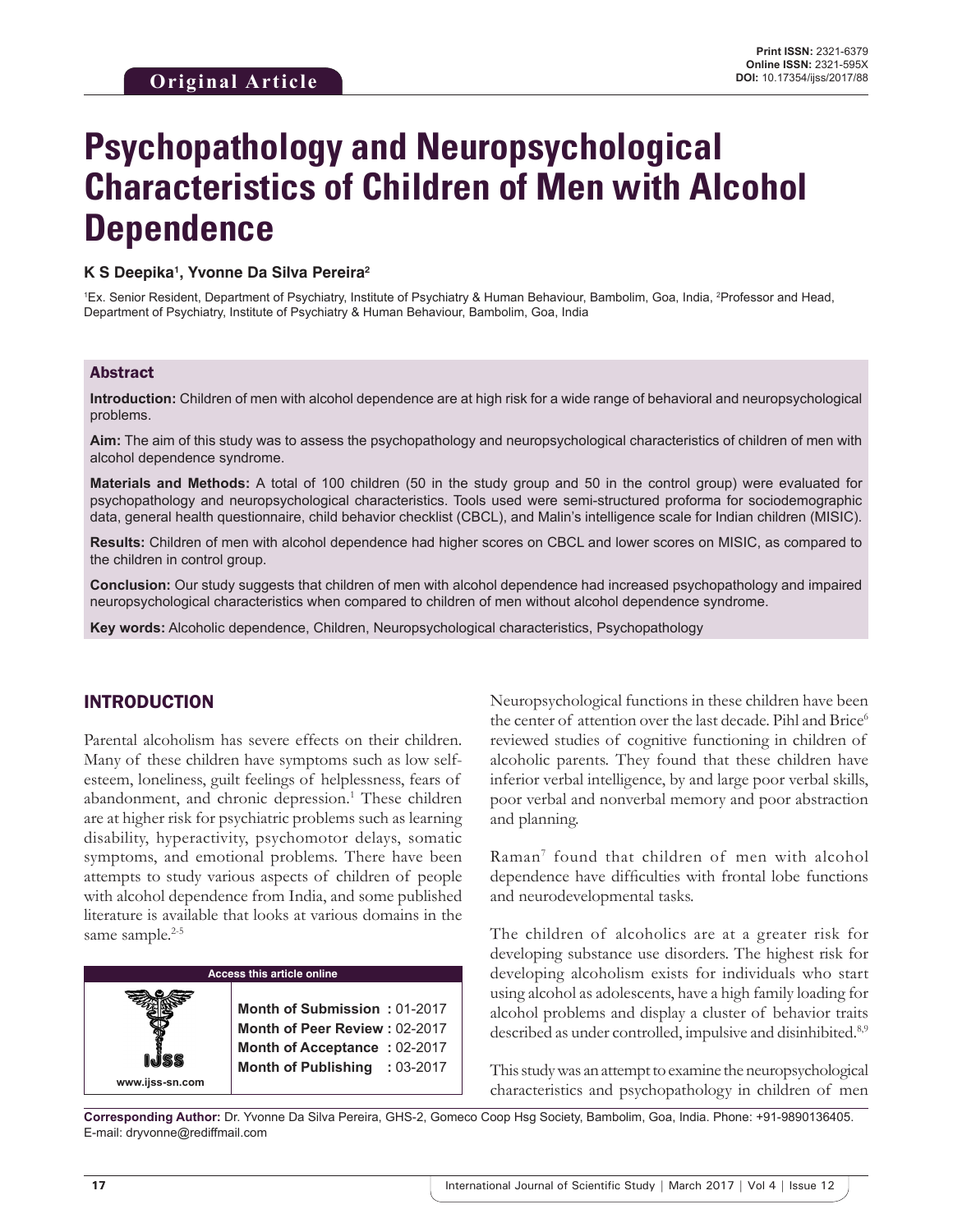Original Article

Print ISSN: 2321-6379
Online ISSN: 2321-595X
DOI: 10.17354/ijss/2017/88

# Psychopathology and Neuropsychological Characteristics of Children of Men with Alcohol Dependence

**K S Deepika[1], Yvonne Da Silva Pereira[2]**

[1]Ex. Senior Resident, Department of Psychiatry, Institute of Psychiatry & Human Behaviour, Bambolim, Goa, India, [2]Professor and Head, Department of Psychiatry, Institute of Psychiatry & Human Behaviour, Bambolim, Goa, India

## Abstract

**Introduction:** Children of men with alcohol dependence are at high risk for a wide range of behavioral and neuropsychological problems.

**Aim:** The aim of this study was to assess the psychopathology and neuropsychological characteristics of children of men with alcohol dependence syndrome.

**Materials and Methods:** A total of 100 children (50 in the study group and 50 in the control group) were evaluated for psychopathology and neuropsychological characteristics. Tools used were semi-structured proforma for sociodemographic data, general health questionnaire, child behavior checklist (CBCL), and Malin's intelligence scale for Indian children (MISIC).

**Results:** Children of men with alcohol dependence had higher scores on CBCL and lower scores on MISIC, as compared to the children in control group.

**Conclusion:** Our study suggests that children of men with alcohol dependence had increased psychopathology and impaired neuropsychological characteristics when compared to children of men without alcohol dependence syndrome.

**Key words:** Alcoholic dependence, Children, Neuropsychological characteristics, Psychopathology

## INTRODUCTION

Parental alcoholism has severe effects on their children. Many of these children have symptoms such as low self-esteem, loneliness, guilt feelings of helplessness, fears of abandonment, and chronic depression.[1] These children are at higher risk for psychiatric problems such as learning disability, hyperactivity, psychomotor delays, somatic symptoms, and emotional problems. There have been attempts to study various aspects of children of people with alcohol dependence from India, and some published literature is available that looks at various domains in the same sample.[2-5]

| Access this article online | |
|---|---|
| www.ijss-sn.com | **Month of Submission :** 01-2017<br>**Month of Peer Review :** 02-2017<br>**Month of Acceptance :** 02-2017<br>**Month of Publishing :** 03-2017 |

Neuropsychological functions in these children have been the center of attention over the last decade. Pihl and Brice[6] reviewed studies of cognitive functioning in children of alcoholic parents. They found that these children have inferior verbal intelligence, by and large poor verbal skills, poor verbal and nonverbal memory and poor abstraction and planning.

Raman[7] found that children of men with alcohol dependence have difficulties with frontal lobe functions and neurodevelopmental tasks.

The children of alcoholics are at a greater risk for developing substance use disorders. The highest risk for developing alcoholism exists for individuals who start using alcohol as adolescents, have a high family loading for alcohol problems and display a cluster of behavior traits described as under controlled, impulsive and disinhibited.[8,9]

This study was an attempt to examine the neuropsychological characteristics and psychopathology in children of men

**Corresponding Author:** Dr. Yvonne Da Silva Pereira, GHS-2, Gomeco Coop Hsg Society, Bambolim, Goa, India. Phone: +91-9890136405. E-mail: dryvonne@rediffmail.com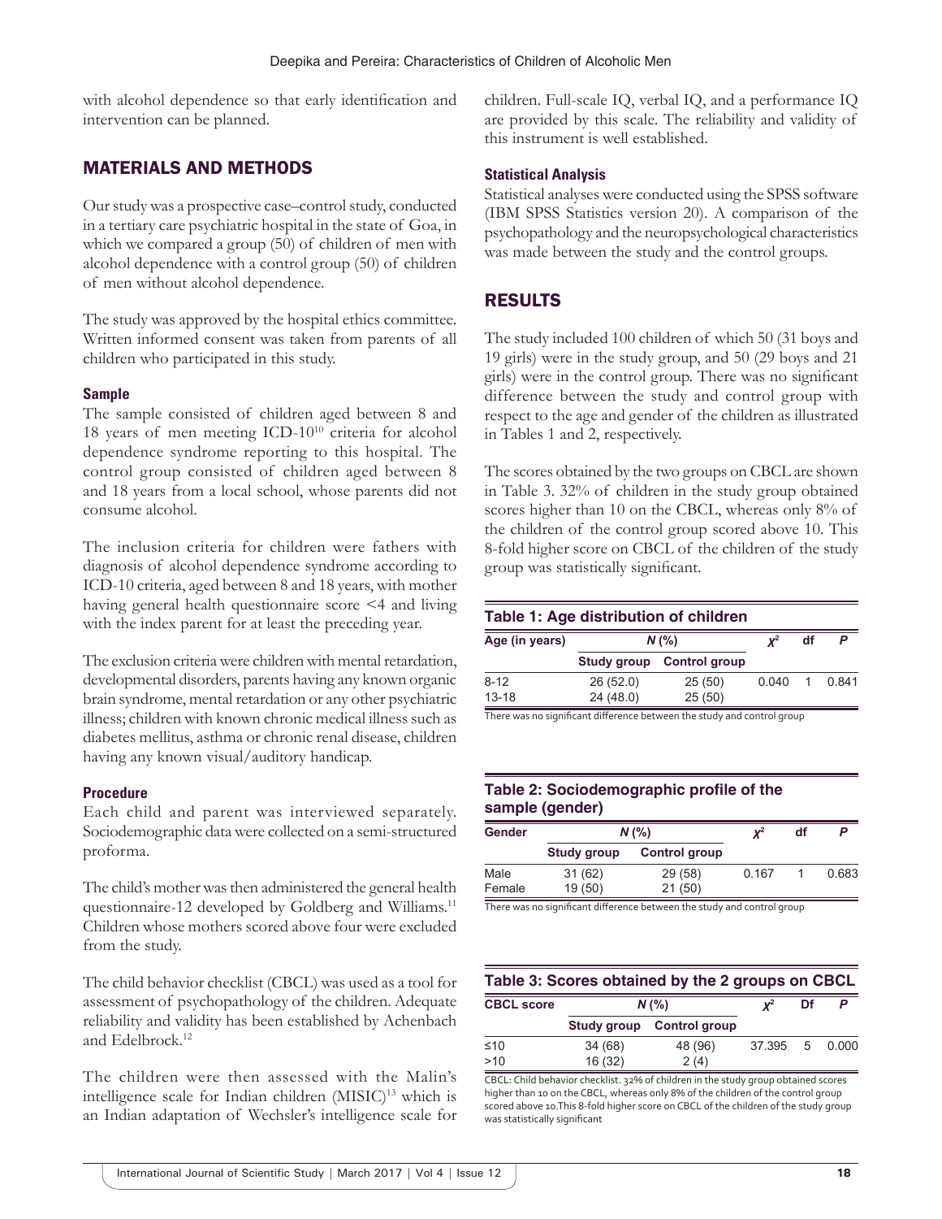with alcohol dependence so that early identification and intervention can be planned.

## MATERIALS AND METHODS

Our study was a prospective case–control study, conducted in a tertiary care psychiatric hospital in the state of Goa, in which we compared a group (50) of children of men with alcohol dependence with a control group (50) of children of men without alcohol dependence.

The study was approved by the hospital ethics committee. Written informed consent was taken from parents of all children who participated in this study.

### Sample

The sample consisted of children aged between 8 and 18 years of men meeting ICD-10[10] criteria for alcohol dependence syndrome reporting to this hospital. The control group consisted of children aged between 8 and 18 years from a local school, whose parents did not consume alcohol.

The inclusion criteria for children were fathers with diagnosis of alcohol dependence syndrome according to ICD-10 criteria, aged between 8 and 18 years, with mother having general health questionnaire score <4 and living with the index parent for at least the preceding year.

The exclusion criteria were children with mental retardation, developmental disorders, parents having any known organic brain syndrome, mental retardation or any other psychiatric illness; children with known chronic medical illness such as diabetes mellitus, asthma or chronic renal disease, children having any known visual/auditory handicap.

### Procedure

Each child and parent was interviewed separately. Sociodemographic data were collected on a semi-structured proforma.

The child's mother was then administered the general health questionnaire-12 developed by Goldberg and Williams.[11] Children whose mothers scored above four were excluded from the study.

The child behavior checklist (CBCL) was used as a tool for assessment of psychopathology of the children. Adequate reliability and validity has been established by Achenbach and Edelbrock.[12]

The children were then assessed with the Malin's intelligence scale for Indian children (MISIC)[13] which is an Indian adaptation of Wechsler's intelligence scale for children. Full-scale IQ, verbal IQ, and a performance IQ are provided by this scale. The reliability and validity of this instrument is well established.

### Statistical Analysis

Statistical analyses were conducted using the SPSS software (IBM SPSS Statistics version 20). A comparison of the psychopathology and the neuropsychological characteristics was made between the study and the control groups.

## RESULTS

The study included 100 children of which 50 (31 boys and 19 girls) were in the study group, and 50 (29 boys and 21 girls) were in the control group. There was no significant difference between the study and control group with respect to the age and gender of the children as illustrated in Tables 1 and 2, respectively.

The scores obtained by the two groups on CBCL are shown in Table 3. 32% of children in the study group obtained scores higher than 10 on the CBCL, whereas only 8% of the children of the control group scored above 10. This 8-fold higher score on CBCL of the children of the study group was statistically significant.

**Table 1: Age distribution of children**

| Age (in years) | N (%) | | $\chi^2$ | df | P |
|---|---|---|---|---|---|
| | Study group | Control group | | | |
| 8-12 | 26 (52.0) | 25 (50) | 0.040 | 1 | 0.841 |
| 13-18 | 24 (48.0) | 25 (50) | | | |

There was no significant difference between the study and control group

**Table 2: Sociodemographic profile of the sample (gender)**

| Gender | N (%) | | $\chi^2$ | df | P |
|---|---|---|---|---|---|
| | Study group | Control group | | | |
| Male | 31 (62) | 29 (58) | 0.167 | 1 | 0.683 |
| Female | 19 (50) | 21 (50) | | | |

There was no significant difference between the study and control group

**Table 3: Scores obtained by the 2 groups on CBCL**

| CBCL score | N (%) | | $\chi^2$ | Df | P |
|---|---|---|---|---|---|
| | Study group | Control group | | | |
| ≤10 | 34 (68) | 48 (96) | 37.395 | 5 | 0.000 |
| >10 | 16 (32) | 2 (4) | | | |

CBCL: Child behavior checklist. 32% of children in the study group obtained scores higher than 10 on the CBCL, whereas only 8% of the children of the control group scored above 10.This 8-fold higher score on CBCL of the children of the study group was statistically significant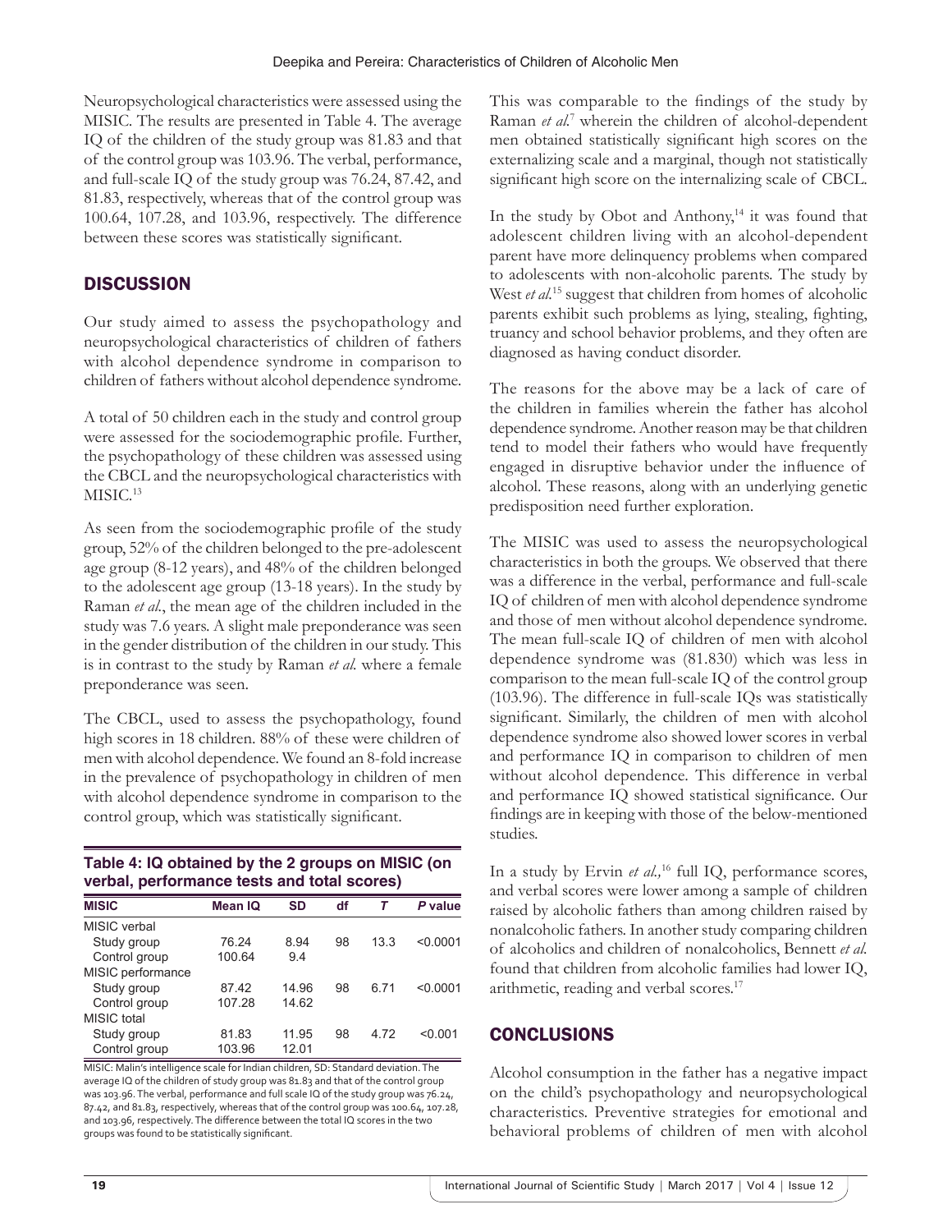Neuropsychological characteristics were assessed using the MISIC. The results are presented in Table 4. The average IQ of the children of the study group was 81.83 and that of the control group was 103.96. The verbal, performance, and full-scale IQ of the study group was 76.24, 87.42, and 81.83, respectively, whereas that of the control group was 100.64, 107.28, and 103.96, respectively. The difference between these scores was statistically significant.

## DISCUSSION

Our study aimed to assess the psychopathology and neuropsychological characteristics of children of fathers with alcohol dependence syndrome in comparison to children of fathers without alcohol dependence syndrome.

A total of 50 children each in the study and control group were assessed for the sociodemographic profile. Further, the psychopathology of these children was assessed using the CBCL and the neuropsychological characteristics with MISIC.[13]

As seen from the sociodemographic profile of the study group, 52% of the children belonged to the pre-adolescent age group (8-12 years), and 48% of the children belonged to the adolescent age group (13-18 years). In the study by Raman *et al.*, the mean age of the children included in the study was 7.6 years. A slight male preponderance was seen in the gender distribution of the children in our study. This is in contrast to the study by Raman *et al.* where a female preponderance was seen.

The CBCL, used to assess the psychopathology, found high scores in 18 children. 88% of these were children of men with alcohol dependence. We found an 8-fold increase in the prevalence of psychopathology in children of men with alcohol dependence syndrome in comparison to the control group, which was statistically significant.

**Table 4: IQ obtained by the 2 groups on MISIC (on verbal, performance tests and total scores)**

| MISIC | Mean IQ | SD | df | *T* | *P* value |
|---|---|---|---|---|---|
| MISIC verbal | | | | | |
| Study group | 76.24 | 8.94 | 98 | 13.3 | <0.0001 |
| Control group | 100.64 | 9.4 | | | |
| MISIC performance | | | | | |
| Study group | 87.42 | 14.96 | 98 | 6.71 | <0.0001 |
| Control group | 107.28 | 14.62 | | | |
| MISIC total | | | | | |
| Study group | 81.83 | 11.95 | 98 | 4.72 | <0.001 |
| Control group | 103.96 | 12.01 | | | |

MISIC: Malin's intelligence scale for Indian children, SD: Standard deviation. The average IQ of the children of study group was 81.83 and that of the control group was 103.96. The verbal, performance and full scale IQ of the study group was 76.24, 87.42, and 81.83, respectively, whereas that of the control group was 100.64, 107.28, and 103.96, respectively. The difference between the total IQ scores in the two groups was found to be statistically significant.

This was comparable to the findings of the study by Raman *et al.*[7] wherein the children of alcohol-dependent men obtained statistically significant high scores on the externalizing scale and a marginal, though not statistically significant high score on the internalizing scale of CBCL.

In the study by Obot and Anthony,[14] it was found that adolescent children living with an alcohol-dependent parent have more delinquency problems when compared to adolescents with non-alcoholic parents. The study by West *et al.*[15] suggest that children from homes of alcoholic parents exhibit such problems as lying, stealing, fighting, truancy and school behavior problems, and they often are diagnosed as having conduct disorder.

The reasons for the above may be a lack of care of the children in families wherein the father has alcohol dependence syndrome. Another reason may be that children tend to model their fathers who would have frequently engaged in disruptive behavior under the influence of alcohol. These reasons, along with an underlying genetic predisposition need further exploration.

The MISIC was used to assess the neuropsychological characteristics in both the groups. We observed that there was a difference in the verbal, performance and full-scale IQ of children of men with alcohol dependence syndrome and those of men without alcohol dependence syndrome. The mean full-scale IQ of children of men with alcohol dependence syndrome was (81.830) which was less in comparison to the mean full-scale IQ of the control group (103.96). The difference in full-scale IQs was statistically significant. Similarly, the children of men with alcohol dependence syndrome also showed lower scores in verbal and performance IQ in comparison to children of men without alcohol dependence. This difference in verbal and performance IQ showed statistical significance. Our findings are in keeping with those of the below-mentioned studies.

In a study by Ervin *et al.*,[16] full IQ, performance scores, and verbal scores were lower among a sample of children raised by alcoholic fathers than among children raised by nonalcoholic fathers. In another study comparing children of alcoholics and children of nonalcoholics, Bennett *et al.* found that children from alcoholic families had lower IQ, arithmetic, reading and verbal scores.[17]

## CONCLUSIONS

Alcohol consumption in the father has a negative impact on the child's psychopathology and neuropsychological characteristics. Preventive strategies for emotional and behavioral problems of children of men with alcohol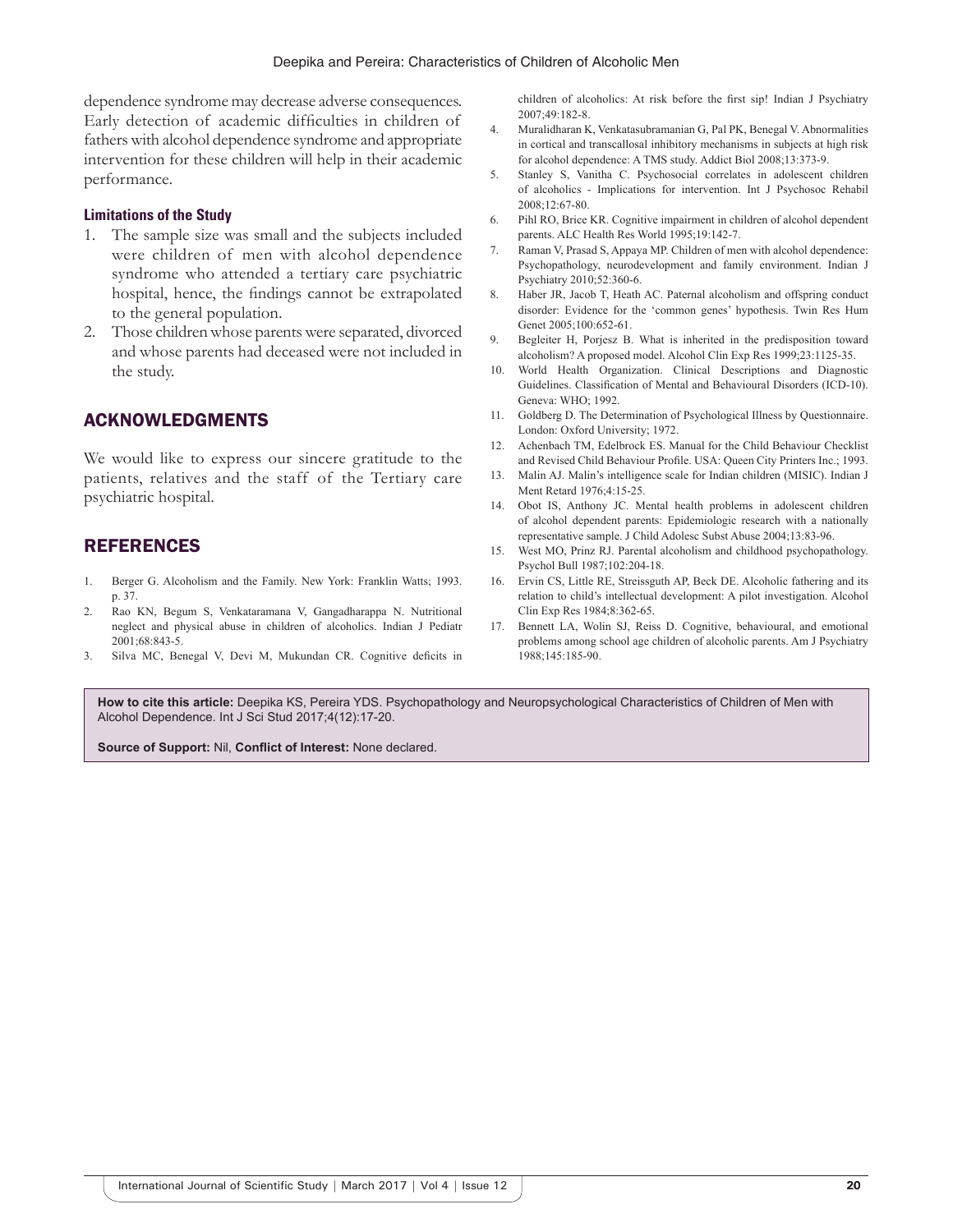dependence syndrome may decrease adverse consequences. Early detection of academic difficulties in children of fathers with alcohol dependence syndrome and appropriate intervention for these children will help in their academic performance.

### Limitations of the Study

1. The sample size was small and the subjects included were children of men with alcohol dependence syndrome who attended a tertiary care psychiatric hospital, hence, the findings cannot be extrapolated to the general population.
2. Those children whose parents were separated, divorced and whose parents had deceased were not included in the study.

## ACKNOWLEDGMENTS

We would like to express our sincere gratitude to the patients, relatives and the staff of the Tertiary care psychiatric hospital.

## REFERENCES

1. Berger G. Alcoholism and the Family. New York: Franklin Watts; 1993. p. 37.
2. Rao KN, Begum S, Venkataramana V, Gangadharappa N. Nutritional neglect and physical abuse in children of alcoholics. Indian J Pediatr 2001;68:843-5.
3. Silva MC, Benegal V, Devi M, Mukundan CR. Cognitive deficits in children of alcoholics: At risk before the first sip! Indian J Psychiatry 2007;49:182-8.
4. Muralidharan K, Venkatasubramanian G, Pal PK, Benegal V. Abnormalities in cortical and transcallosal inhibitory mechanisms in subjects at high risk for alcohol dependence: A TMS study. Addict Biol 2008;13:373-9.
5. Stanley S, Vanitha C. Psychosocial correlates in adolescent children of alcoholics - Implications for intervention. Int J Psychosoc Rehabil 2008;12:67-80.
6. Pihl RO, Brice KR. Cognitive impairment in children of alcohol dependent parents. ALC Health Res World 1995;19:142-7.
7. Raman V, Prasad S, Appaya MP. Children of men with alcohol dependence: Psychopathology, neurodevelopment and family environment. Indian J Psychiatry 2010;52:360-6.
8. Haber JR, Jacob T, Heath AC. Paternal alcoholism and offspring conduct disorder: Evidence for the 'common genes' hypothesis. Twin Res Hum Genet 2005;100:652-61.
9. Begleiter H, Porjesz B. What is inherited in the predisposition toward alcoholism? A proposed model. Alcohol Clin Exp Res 1999;23:1125-35.
10. World Health Organization. Clinical Descriptions and Diagnostic Guidelines. Classification of Mental and Behavioural Disorders (ICD-10). Geneva: WHO; 1992.
11. Goldberg D. The Determination of Psychological Illness by Questionnaire. London: Oxford University; 1972.
12. Achenbach TM, Edelbrock ES. Manual for the Child Behaviour Checklist and Revised Child Behaviour Profile. USA: Queen City Printers Inc.; 1993.
13. Malin AJ. Malin's intelligence scale for Indian children (MISIC). Indian J Ment Retard 1976;4:15-25.
14. Obot IS, Anthony JC. Mental health problems in adolescent children of alcohol dependent parents: Epidemiologic research with a nationally representative sample. J Child Adolesc Subst Abuse 2004;13:83-96.
15. West MO, Prinz RJ. Parental alcoholism and childhood psychopathology. Psychol Bull 1987;102:204-18.
16. Ervin CS, Little RE, Streissguth AP, Beck DE. Alcoholic fathering and its relation to child's intellectual development: A pilot investigation. Alcohol Clin Exp Res 1984;8:362-65.
17. Bennett LA, Wolin SJ, Reiss D. Cognitive, behavioural, and emotional problems among school age children of alcoholic parents. Am J Psychiatry 1988;145:185-90.

**How to cite this article:** Deepika KS, Pereira YDS. Psychopathology and Neuropsychological Characteristics of Children of Men with Alcohol Dependence. Int J Sci Stud 2017;4(12):17-20.

**Source of Support:** Nil, **Conflict of Interest:** None declared.